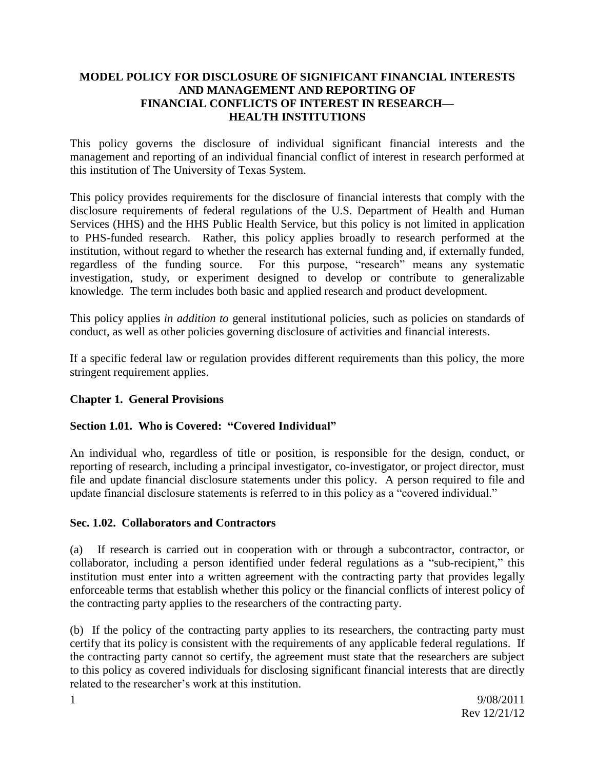# MODEL POLICY FOR DISCLOSURE OF SIGNIFICANT FINANCIAL INTERESTS AND MANAGEMENT AND REPORTING OF FINANCIAL CONFLICTS OF INTEREST IN RESEARCH—HEALTH INSTITUTIONS

This policy governs the disclosure of individual significant financial interests and the management and reporting of an individual financial conflict of interest in research performed at this institution of The University of Texas System.

This policy provides requirements for the disclosure of financial interests that comply with the disclosure requirements of federal regulations of the U.S. Department of Health and Human Services (HHS) and the HHS Public Health Service, but this policy is not limited in application to PHS-funded research. Rather, this policy applies broadly to research performed at the institution, without regard to whether the research has external funding and, if externally funded, regardless of the funding source. For this purpose, "research" means any systematic investigation, study, or experiment designed to develop or contribute to generalizable knowledge. The term includes both basic and applied research and product development.

This policy applies *in addition to* general institutional policies, such as policies on standards of conduct, as well as other policies governing disclosure of activities and financial interests.

If a specific federal law or regulation provides different requirements than this policy, the more stringent requirement applies.

## Chapter 1. General Provisions

### Section 1.01. Who is Covered: "Covered Individual"

An individual who, regardless of title or position, is responsible for the design, conduct, or reporting of research, including a principal investigator, co-investigator, or project director, must file and update financial disclosure statements under this policy. A person required to file and update financial disclosure statements is referred to in this policy as a "covered individual."

### Sec. 1.02. Collaborators and Contractors

(a) If research is carried out in cooperation with or through a subcontractor, contractor, or collaborator, including a person identified under federal regulations as a "sub-recipient," this institution must enter into a written agreement with the contracting party that provides legally enforceable terms that establish whether this policy or the financial conflicts of interest policy of the contracting party applies to the researchers of the contracting party.

(b) If the policy of the contracting party applies to its researchers, the contracting party must certify that its policy is consistent with the requirements of any applicable federal regulations. If the contracting party cannot so certify, the agreement must state that the researchers are subject to this policy as covered individuals for disclosing significant financial interests that are directly related to the researcher's work at this institution.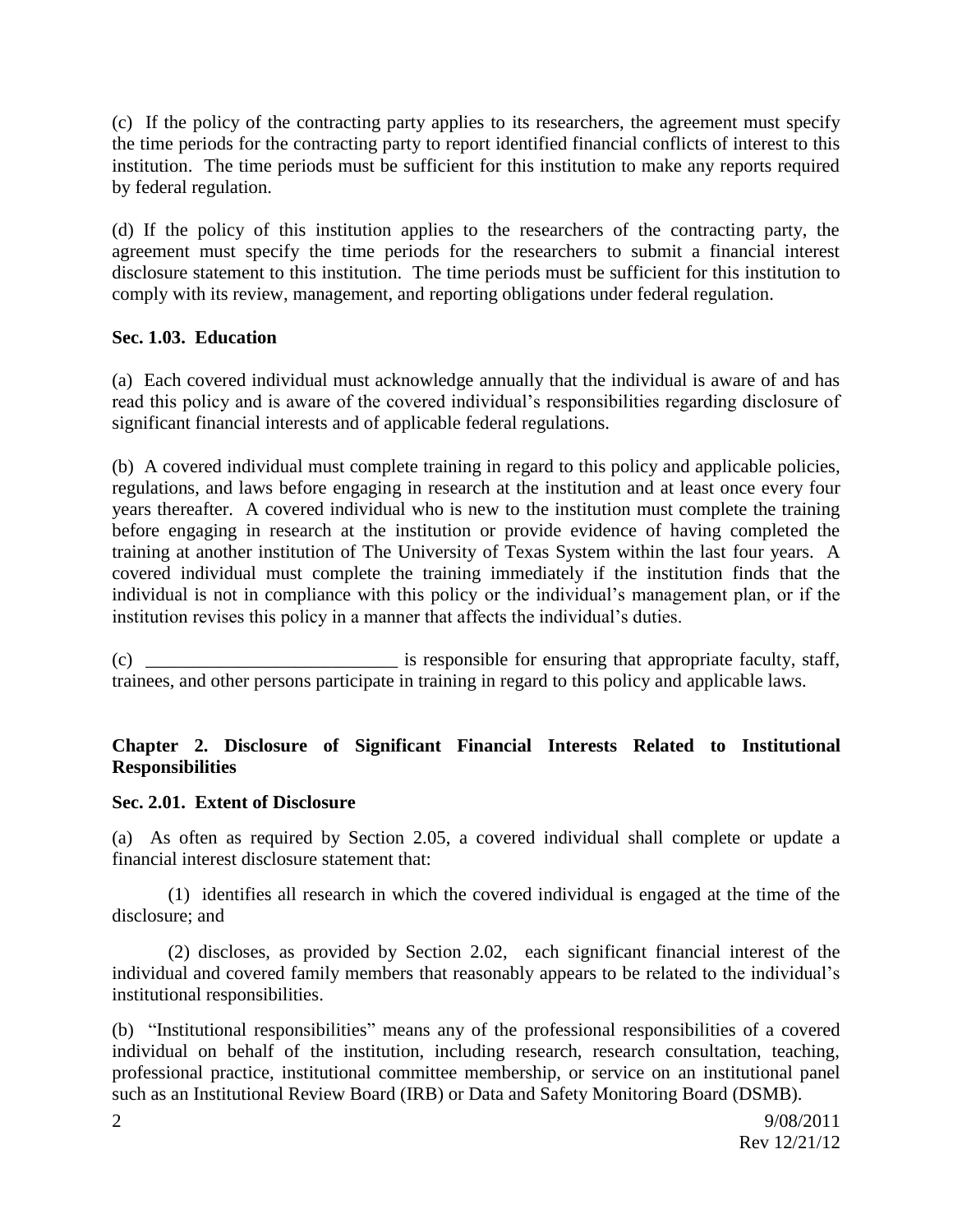(c) If the policy of the contracting party applies to its researchers, the agreement must specify the time periods for the contracting party to report identified financial conflicts of interest to this institution. The time periods must be sufficient for this institution to make any reports required by federal regulation.

(d) If the policy of this institution applies to the researchers of the contracting party, the agreement must specify the time periods for the researchers to submit a financial interest disclosure statement to this institution. The time periods must be sufficient for this institution to comply with its review, management, and reporting obligations under federal regulation.

**Sec. 1.03. Education**

(a) Each covered individual must acknowledge annually that the individual is aware of and has read this policy and is aware of the covered individual's responsibilities regarding disclosure of significant financial interests and of applicable federal regulations.

(b) A covered individual must complete training in regard to this policy and applicable policies, regulations, and laws before engaging in research at the institution and at least once every four years thereafter. A covered individual who is new to the institution must complete the training before engaging in research at the institution or provide evidence of having completed the training at another institution of The University of Texas System within the last four years. A covered individual must complete the training immediately if the institution finds that the individual is not in compliance with this policy or the individual's management plan, or if the institution revises this policy in a manner that affects the individual's duties.

(c) ___________________________ is responsible for ensuring that appropriate faculty, staff, trainees, and other persons participate in training in regard to this policy and applicable laws.

## Chapter 2. Disclosure of Significant Financial Interests Related to Institutional Responsibilities

**Sec. 2.01. Extent of Disclosure**

(a) As often as required by Section 2.05, a covered individual shall complete or update a financial interest disclosure statement that:

(1) identifies all research in which the covered individual is engaged at the time of the disclosure; and

(2) discloses, as provided by Section 2.02, each significant financial interest of the individual and covered family members that reasonably appears to be related to the individual's institutional responsibilities.

(b) "Institutional responsibilities" means any of the professional responsibilities of a covered individual on behalf of the institution, including research, research consultation, teaching, professional practice, institutional committee membership, or service on an institutional panel such as an Institutional Review Board (IRB) or Data and Safety Monitoring Board (DSMB).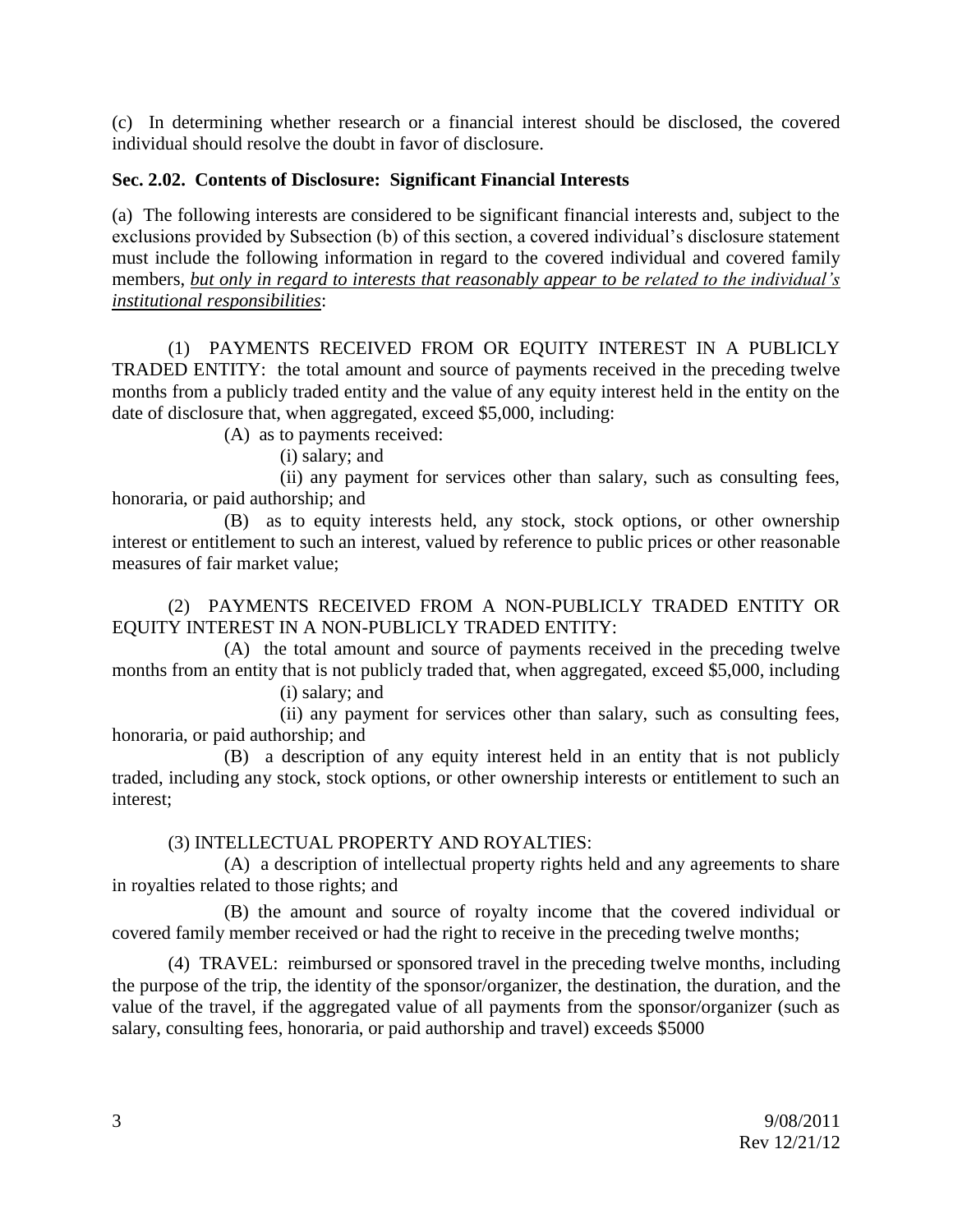(c) In determining whether research or a financial interest should be disclosed, the covered individual should resolve the doubt in favor of disclosure.

**Sec. 2.02. Contents of Disclosure: Significant Financial Interests**

(a) The following interests are considered to be significant financial interests and, subject to the exclusions provided by Subsection (b) of this section, a covered individual's disclosure statement must include the following information in regard to the covered individual and covered family members, <u>*but only in regard to interests that reasonably appear to be related to the individual's institutional responsibilities*</u>:

(1) PAYMENTS RECEIVED FROM OR EQUITY INTEREST IN A PUBLICLY TRADED ENTITY: the total amount and source of payments received in the preceding twelve months from a publicly traded entity and the value of any equity interest held in the entity on the date of disclosure that, when aggregated, exceed $5,000, including:

(A) as to payments received:

(i) salary; and

(ii) any payment for services other than salary, such as consulting fees, honoraria, or paid authorship; and

(B) as to equity interests held, any stock, stock options, or other ownership interest or entitlement to such an interest, valued by reference to public prices or other reasonable measures of fair market value;

(2) PAYMENTS RECEIVED FROM A NON-PUBLICLY TRADED ENTITY OR EQUITY INTEREST IN A NON-PUBLICLY TRADED ENTITY:

(A) the total amount and source of payments received in the preceding twelve months from an entity that is not publicly traded that, when aggregated, exceed $5,000, including

(i) salary; and

(ii) any payment for services other than salary, such as consulting fees, honoraria, or paid authorship; and

(B) a description of any equity interest held in an entity that is not publicly traded, including any stock, stock options, or other ownership interests or entitlement to such an interest;

(3) INTELLECTUAL PROPERTY AND ROYALTIES:

(A) a description of intellectual property rights held and any agreements to share in royalties related to those rights; and

(B) the amount and source of royalty income that the covered individual or covered family member received or had the right to receive in the preceding twelve months;

(4) TRAVEL: reimbursed or sponsored travel in the preceding twelve months, including the purpose of the trip, the identity of the sponsor/organizer, the destination, the duration, and the value of the travel, if the aggregated value of all payments from the sponsor/organizer (such as salary, consulting fees, honoraria, or paid authorship and travel) exceeds $5000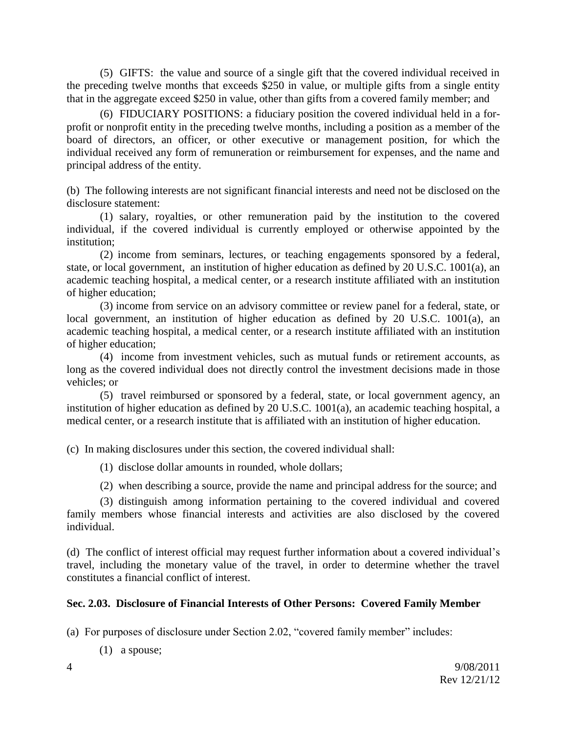(5) GIFTS: the value and source of a single gift that the covered individual received in the preceding twelve months that exceeds $250 in value, or multiple gifts from a single entity that in the aggregate exceed $250 in value, other than gifts from a covered family member; and

(6) FIDUCIARY POSITIONS: a fiduciary position the covered individual held in a for-profit or nonprofit entity in the preceding twelve months, including a position as a member of the board of directors, an officer, or other executive or management position, for which the individual received any form of remuneration or reimbursement for expenses, and the name and principal address of the entity.

(b) The following interests are not significant financial interests and need not be disclosed on the disclosure statement:

(1) salary, royalties, or other remuneration paid by the institution to the covered individual, if the covered individual is currently employed or otherwise appointed by the institution;

(2) income from seminars, lectures, or teaching engagements sponsored by a federal, state, or local government, an institution of higher education as defined by 20 U.S.C. 1001(a), an academic teaching hospital, a medical center, or a research institute affiliated with an institution of higher education;

(3) income from service on an advisory committee or review panel for a federal, state, or local government, an institution of higher education as defined by 20 U.S.C. 1001(a), an academic teaching hospital, a medical center, or a research institute affiliated with an institution of higher education;

(4) income from investment vehicles, such as mutual funds or retirement accounts, as long as the covered individual does not directly control the investment decisions made in those vehicles; or

(5) travel reimbursed or sponsored by a federal, state, or local government agency, an institution of higher education as defined by 20 U.S.C. 1001(a), an academic teaching hospital, a medical center, or a research institute that is affiliated with an institution of higher education.

(c) In making disclosures under this section, the covered individual shall:

(1) disclose dollar amounts in rounded, whole dollars;

(2) when describing a source, provide the name and principal address for the source; and

(3) distinguish among information pertaining to the covered individual and covered family members whose financial interests and activities are also disclosed by the covered individual.

(d) The conflict of interest official may request further information about a covered individual's travel, including the monetary value of the travel, in order to determine whether the travel constitutes a financial conflict of interest.

**Sec. 2.03. Disclosure of Financial Interests of Other Persons: Covered Family Member**

(a) For purposes of disclosure under Section 2.02, "covered family member" includes:

(1) a spouse;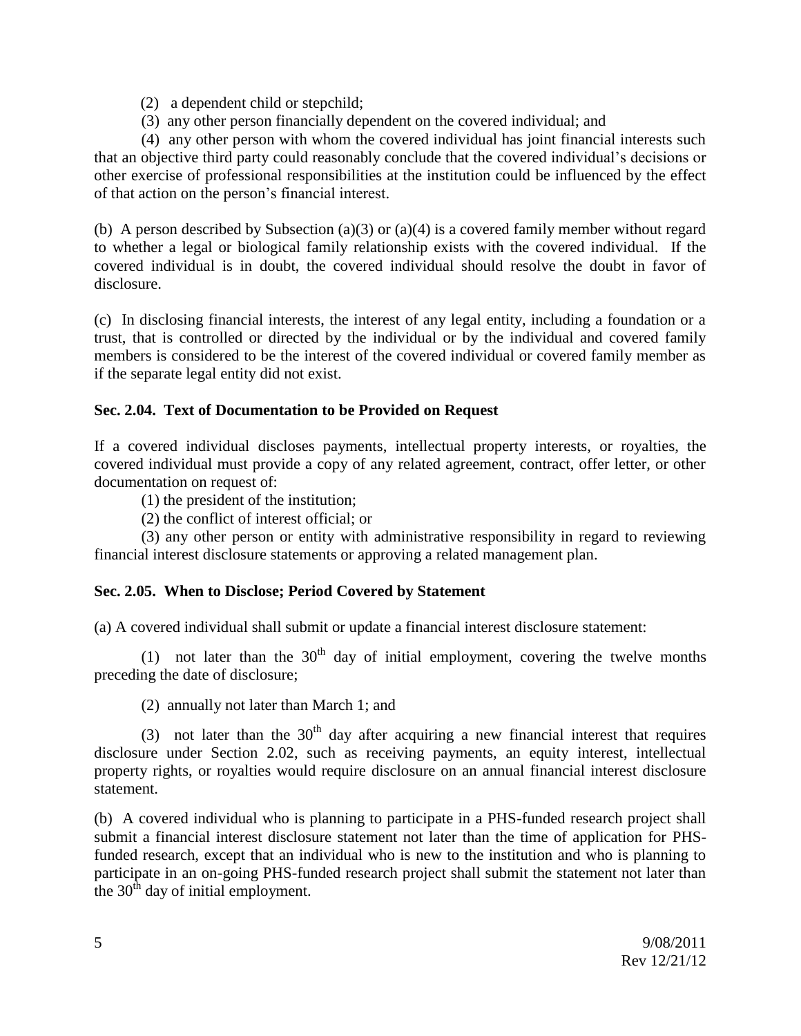(2) a dependent child or stepchild;

(3) any other person financially dependent on the covered individual; and

(4) any other person with whom the covered individual has joint financial interests such that an objective third party could reasonably conclude that the covered individual's decisions or other exercise of professional responsibilities at the institution could be influenced by the effect of that action on the person's financial interest.

(b) A person described by Subsection (a)(3) or (a)(4) is a covered family member without regard to whether a legal or biological family relationship exists with the covered individual. If the covered individual is in doubt, the covered individual should resolve the doubt in favor of disclosure.

(c) In disclosing financial interests, the interest of any legal entity, including a foundation or a trust, that is controlled or directed by the individual or by the individual and covered family members is considered to be the interest of the covered individual or covered family member as if the separate legal entity did not exist.

### Sec. 2.04. Text of Documentation to be Provided on Request

If a covered individual discloses payments, intellectual property interests, or royalties, the covered individual must provide a copy of any related agreement, contract, offer letter, or other documentation on request of:

(1) the president of the institution;

(2) the conflict of interest official; or

(3) any other person or entity with administrative responsibility in regard to reviewing financial interest disclosure statements or approving a related management plan.

### Sec. 2.05. When to Disclose; Period Covered by Statement

(a) A covered individual shall submit or update a financial interest disclosure statement:

(1) not later than the 30th day of initial employment, covering the twelve months preceding the date of disclosure;

(2) annually not later than March 1; and

(3) not later than the 30th day after acquiring a new financial interest that requires disclosure under Section 2.02, such as receiving payments, an equity interest, intellectual property rights, or royalties would require disclosure on an annual financial interest disclosure statement.

(b) A covered individual who is planning to participate in a PHS-funded research project shall submit a financial interest disclosure statement not later than the time of application for PHS-funded research, except that an individual who is new to the institution and who is planning to participate in an on-going PHS-funded research project shall submit the statement not later than the 30th day of initial employment.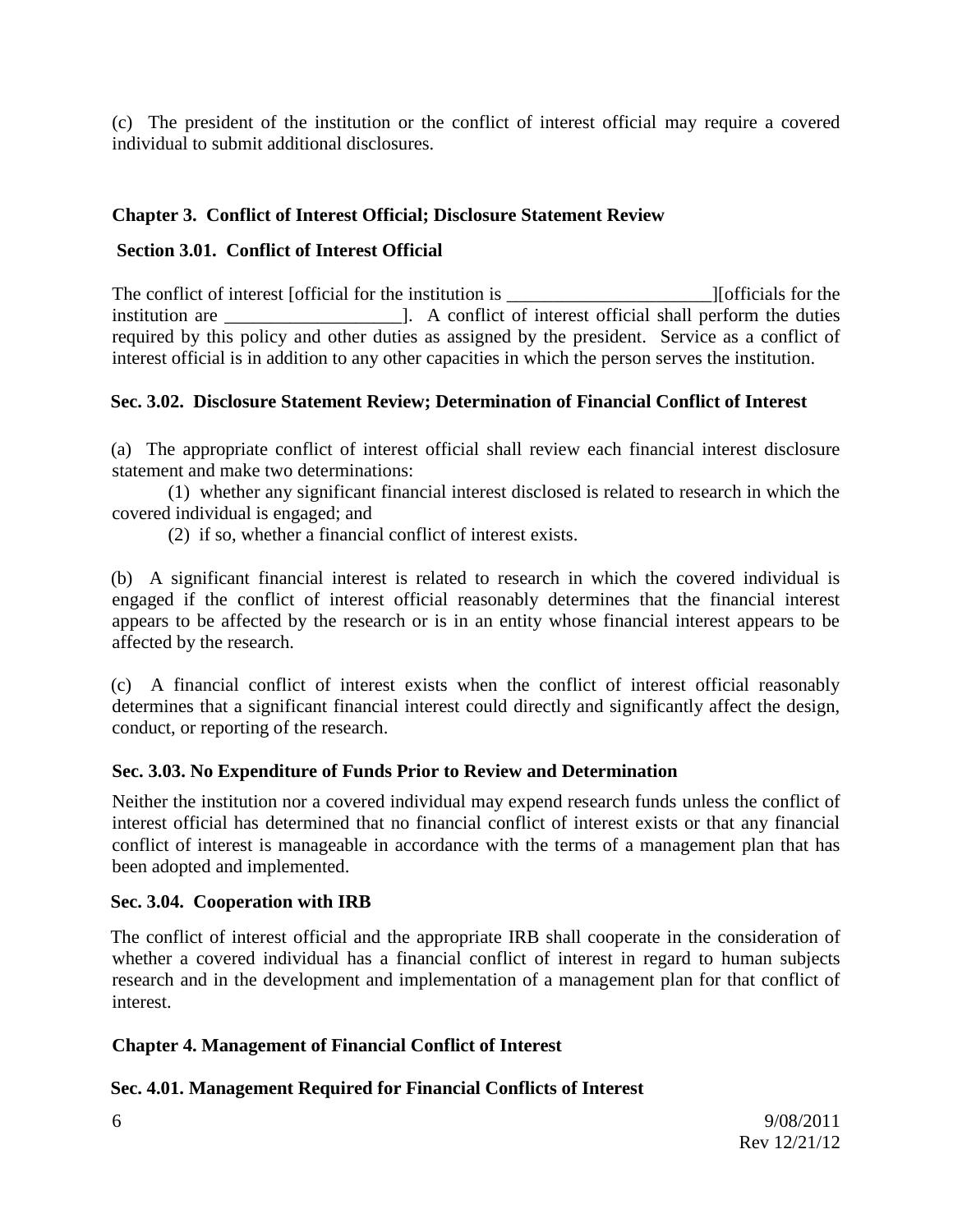(c) The president of the institution or the conflict of interest official may require a covered individual to submit additional disclosures.

## Chapter 3. Conflict of Interest Official; Disclosure Statement Review

### Section 3.01. Conflict of Interest Official

The conflict of interest [official for the institution is ______________________][officials for the institution are ___________________]. A conflict of interest official shall perform the duties required by this policy and other duties as assigned by the president. Service as a conflict of interest official is in addition to any other capacities in which the person serves the institution.

### Sec. 3.02. Disclosure Statement Review; Determination of Financial Conflict of Interest

(a) The appropriate conflict of interest official shall review each financial interest disclosure statement and make two determinations:

(1) whether any significant financial interest disclosed is related to research in which the covered individual is engaged; and

(2) if so, whether a financial conflict of interest exists.

(b) A significant financial interest is related to research in which the covered individual is engaged if the conflict of interest official reasonably determines that the financial interest appears to be affected by the research or is in an entity whose financial interest appears to be affected by the research.

(c) A financial conflict of interest exists when the conflict of interest official reasonably determines that a significant financial interest could directly and significantly affect the design, conduct, or reporting of the research.

### Sec. 3.03. No Expenditure of Funds Prior to Review and Determination

Neither the institution nor a covered individual may expend research funds unless the conflict of interest official has determined that no financial conflict of interest exists or that any financial conflict of interest is manageable in accordance with the terms of a management plan that has been adopted and implemented.

### Sec. 3.04. Cooperation with IRB

The conflict of interest official and the appropriate IRB shall cooperate in the consideration of whether a covered individual has a financial conflict of interest in regard to human subjects research and in the development and implementation of a management plan for that conflict of interest.

## Chapter 4. Management of Financial Conflict of Interest

### Sec. 4.01. Management Required for Financial Conflicts of Interest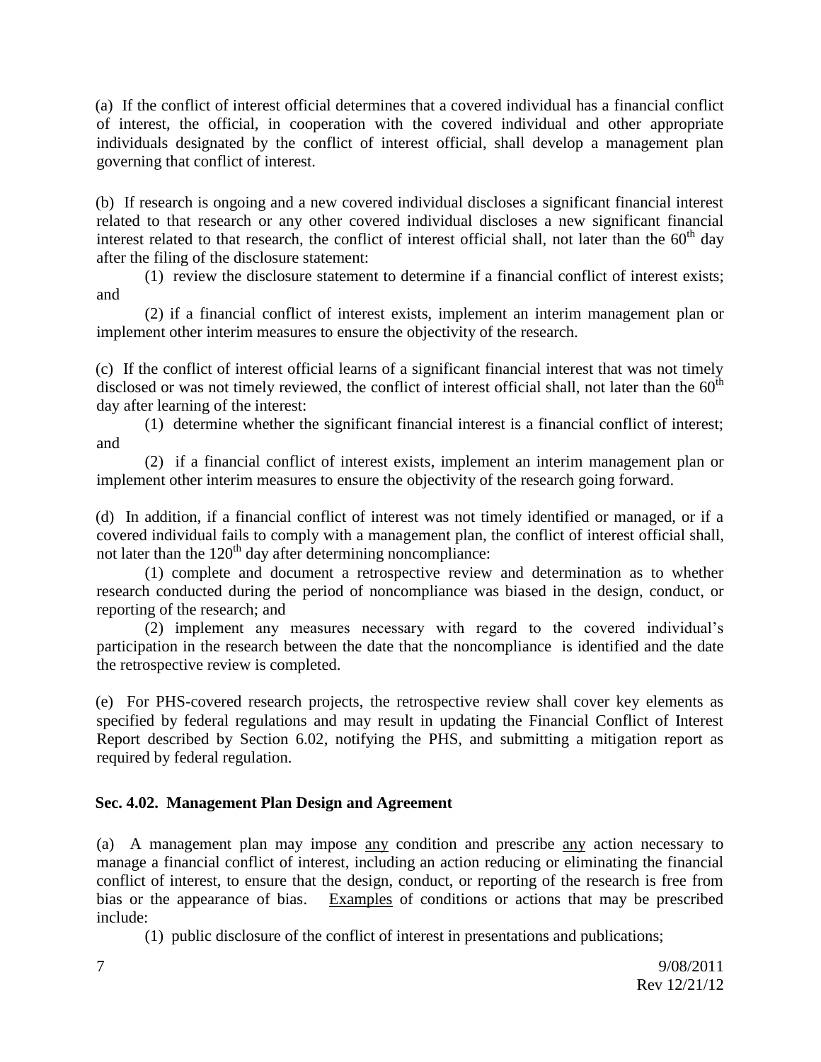(a) If the conflict of interest official determines that a covered individual has a financial conflict of interest, the official, in cooperation with the covered individual and other appropriate individuals designated by the conflict of interest official, shall develop a management plan governing that conflict of interest.

(b) If research is ongoing and a new covered individual discloses a significant financial interest related to that research or any other covered individual discloses a new significant financial interest related to that research, the conflict of interest official shall, not later than the 60th day after the filing of the disclosure statement:

(1) review the disclosure statement to determine if a financial conflict of interest exists; and

(2) if a financial conflict of interest exists, implement an interim management plan or implement other interim measures to ensure the objectivity of the research.

(c) If the conflict of interest official learns of a significant financial interest that was not timely disclosed or was not timely reviewed, the conflict of interest official shall, not later than the 60th day after learning of the interest:

(1) determine whether the significant financial interest is a financial conflict of interest; and

(2) if a financial conflict of interest exists, implement an interim management plan or implement other interim measures to ensure the objectivity of the research going forward.

(d) In addition, if a financial conflict of interest was not timely identified or managed, or if a covered individual fails to comply with a management plan, the conflict of interest official shall, not later than the 120th day after determining noncompliance:

(1) complete and document a retrospective review and determination as to whether research conducted during the period of noncompliance was biased in the design, conduct, or reporting of the research; and

(2) implement any measures necessary with regard to the covered individual's participation in the research between the date that the noncompliance is identified and the date the retrospective review is completed.

(e) For PHS-covered research projects, the retrospective review shall cover key elements as specified by federal regulations and may result in updating the Financial Conflict of Interest Report described by Section 6.02, notifying the PHS, and submitting a mitigation report as required by federal regulation.

### Sec. 4.02. Management Plan Design and Agreement

(a) A management plan may impose <u>any</u> condition and prescribe <u>any</u> action necessary to manage a financial conflict of interest, including an action reducing or eliminating the financial conflict of interest, to ensure that the design, conduct, or reporting of the research is free from bias or the appearance of bias. <u>Examples</u> of conditions or actions that may be prescribed include:

(1) public disclosure of the conflict of interest in presentations and publications;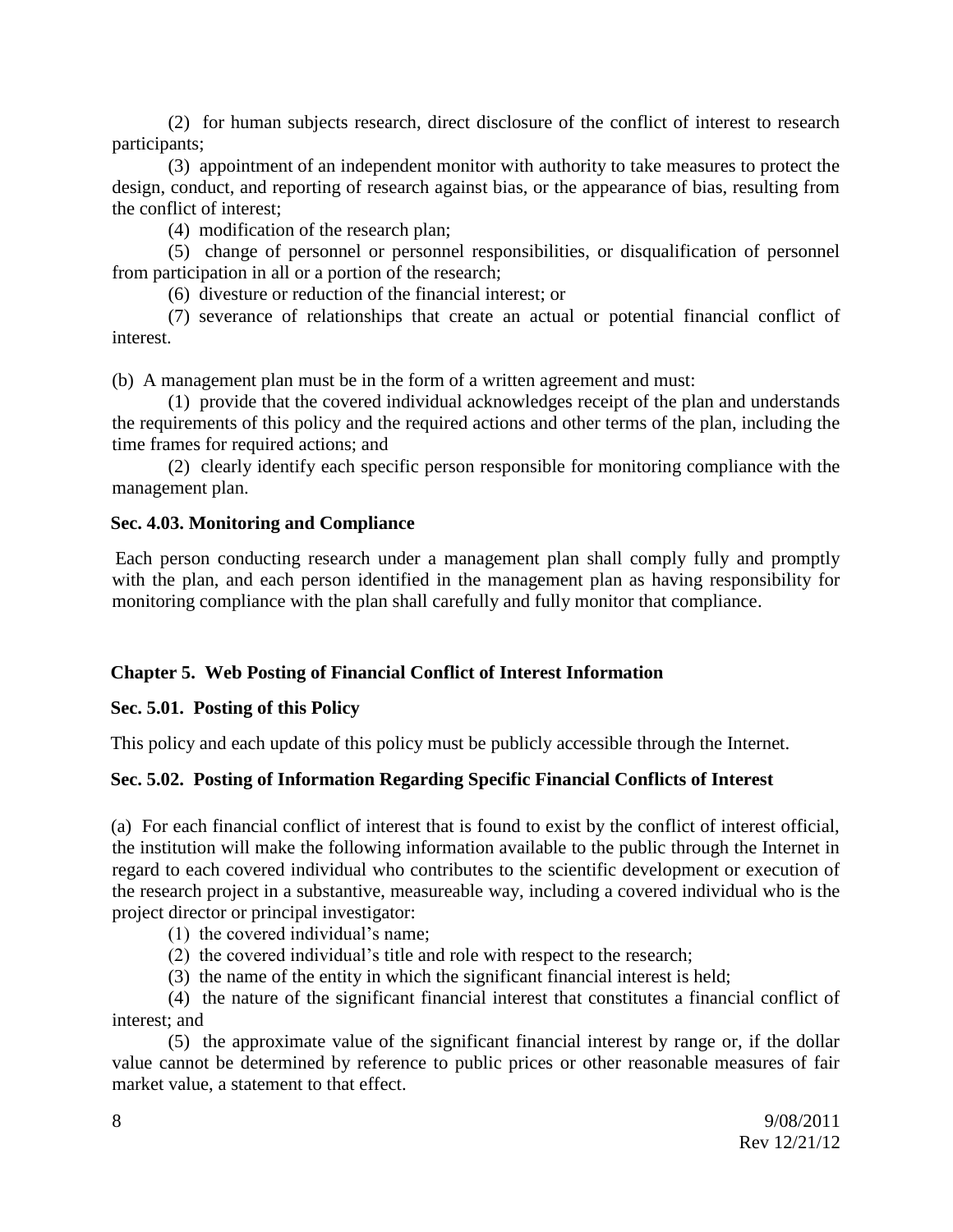(2) for human subjects research, direct disclosure of the conflict of interest to research participants;

(3) appointment of an independent monitor with authority to take measures to protect the design, conduct, and reporting of research against bias, or the appearance of bias, resulting from the conflict of interest;

(4) modification of the research plan;

(5) change of personnel or personnel responsibilities, or disqualification of personnel from participation in all or a portion of the research;

(6) divesture or reduction of the financial interest; or

(7) severance of relationships that create an actual or potential financial conflict of interest.

(b) A management plan must be in the form of a written agreement and must:

(1) provide that the covered individual acknowledges receipt of the plan and understands the requirements of this policy and the required actions and other terms of the plan, including the time frames for required actions; and

(2) clearly identify each specific person responsible for monitoring compliance with the management plan.

### Sec. 4.03. Monitoring and Compliance

Each person conducting research under a management plan shall comply fully and promptly with the plan, and each person identified in the management plan as having responsibility for monitoring compliance with the plan shall carefully and fully monitor that compliance.

## Chapter 5. Web Posting of Financial Conflict of Interest Information

### Sec. 5.01. Posting of this Policy

This policy and each update of this policy must be publicly accessible through the Internet.

### Sec. 5.02. Posting of Information Regarding Specific Financial Conflicts of Interest

(a) For each financial conflict of interest that is found to exist by the conflict of interest official, the institution will make the following information available to the public through the Internet in regard to each covered individual who contributes to the scientific development or execution of the research project in a substantive, measureable way, including a covered individual who is the project director or principal investigator:

(1) the covered individual's name;

(2) the covered individual's title and role with respect to the research;

(3) the name of the entity in which the significant financial interest is held;

(4) the nature of the significant financial interest that constitutes a financial conflict of interest; and

(5) the approximate value of the significant financial interest by range or, if the dollar value cannot be determined by reference to public prices or other reasonable measures of fair market value, a statement to that effect.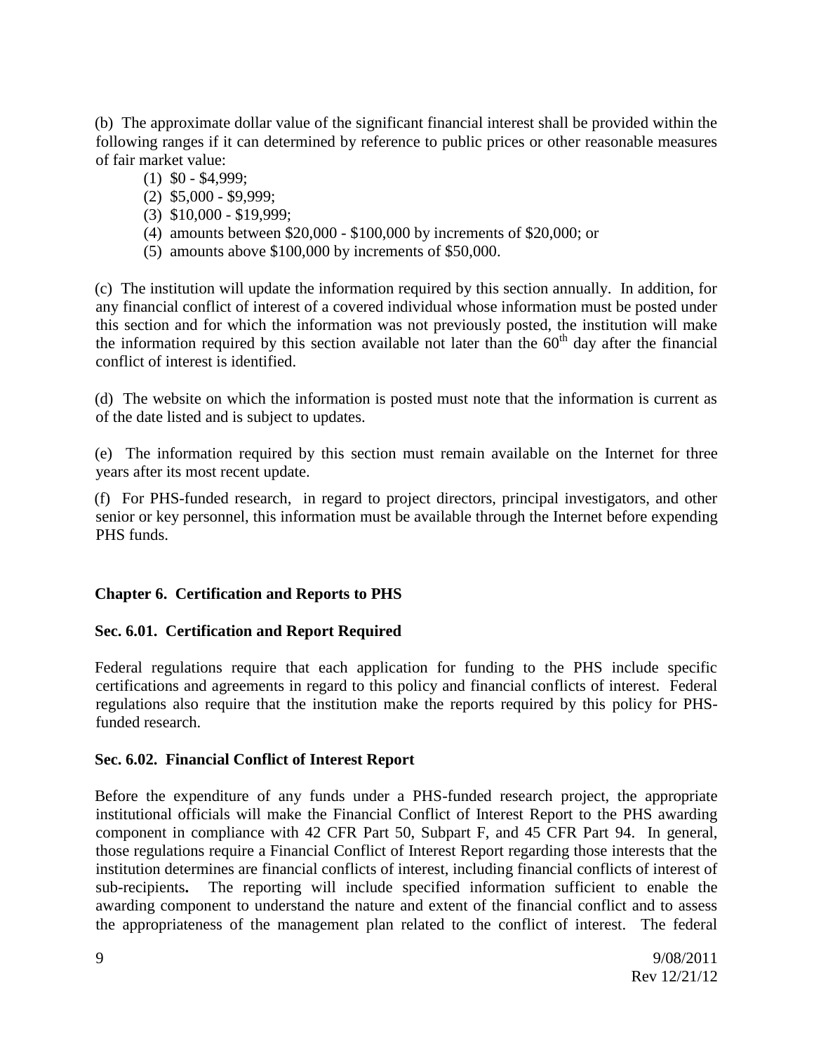(b) The approximate dollar value of the significant financial interest shall be provided within the following ranges if it can determined by reference to public prices or other reasonable measures of fair market value:

(1) $0 - $4,999;
(2) $5,000 - $9,999;
(3) $10,000 - $19,999;
(4) amounts between $20,000 - $100,000 by increments of $20,000; or
(5) amounts above $100,000 by increments of $50,000.

(c) The institution will update the information required by this section annually. In addition, for any financial conflict of interest of a covered individual whose information must be posted under this section and for which the information was not previously posted, the institution will make the information required by this section available not later than the 60th day after the financial conflict of interest is identified.

(d) The website on which the information is posted must note that the information is current as of the date listed and is subject to updates.

(e) The information required by this section must remain available on the Internet for three years after its most recent update.

(f) For PHS-funded research, in regard to project directors, principal investigators, and other senior or key personnel, this information must be available through the Internet before expending PHS funds.

## Chapter 6. Certification and Reports to PHS

### Sec. 6.01. Certification and Report Required

Federal regulations require that each application for funding to the PHS include specific certifications and agreements in regard to this policy and financial conflicts of interest. Federal regulations also require that the institution make the reports required by this policy for PHS-funded research.

### Sec. 6.02. Financial Conflict of Interest Report

Before the expenditure of any funds under a PHS-funded research project, the appropriate institutional officials will make the Financial Conflict of Interest Report to the PHS awarding component in compliance with 42 CFR Part 50, Subpart F, and 45 CFR Part 94. In general, those regulations require a Financial Conflict of Interest Report regarding those interests that the institution determines are financial conflicts of interest, including financial conflicts of interest of sub-recipients**.** The reporting will include specified information sufficient to enable the awarding component to understand the nature and extent of the financial conflict and to assess the appropriateness of the management plan related to the conflict of interest. The federal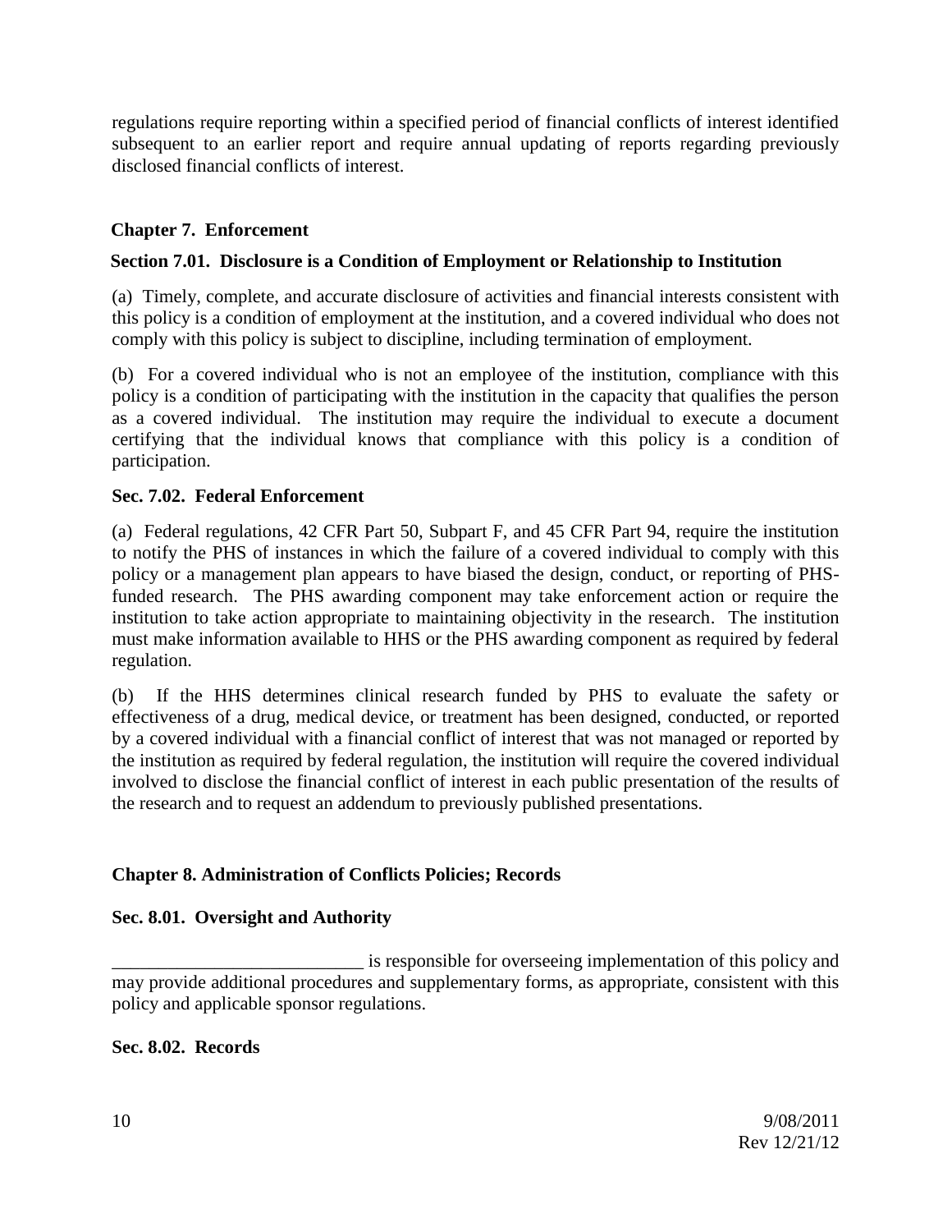regulations require reporting within a specified period of financial conflicts of interest identified subsequent to an earlier report and require annual updating of reports regarding previously disclosed financial conflicts of interest.

## Chapter 7. Enforcement

### Section 7.01. Disclosure is a Condition of Employment or Relationship to Institution

(a) Timely, complete, and accurate disclosure of activities and financial interests consistent with this policy is a condition of employment at the institution, and a covered individual who does not comply with this policy is subject to discipline, including termination of employment.

(b) For a covered individual who is not an employee of the institution, compliance with this policy is a condition of participating with the institution in the capacity that qualifies the person as a covered individual. The institution may require the individual to execute a document certifying that the individual knows that compliance with this policy is a condition of participation.

### Sec. 7.02. Federal Enforcement

(a) Federal regulations, 42 CFR Part 50, Subpart F, and 45 CFR Part 94, require the institution to notify the PHS of instances in which the failure of a covered individual to comply with this policy or a management plan appears to have biased the design, conduct, or reporting of PHS-funded research. The PHS awarding component may take enforcement action or require the institution to take action appropriate to maintaining objectivity in the research. The institution must make information available to HHS or the PHS awarding component as required by federal regulation.

(b) If the HHS determines clinical research funded by PHS to evaluate the safety or effectiveness of a drug, medical device, or treatment has been designed, conducted, or reported by a covered individual with a financial conflict of interest that was not managed or reported by the institution as required by federal regulation, the institution will require the covered individual involved to disclose the financial conflict of interest in each public presentation of the results of the research and to request an addendum to previously published presentations.

## Chapter 8. Administration of Conflicts Policies; Records

### Sec. 8.01. Oversight and Authority

___________________________ is responsible for overseeing implementation of this policy and may provide additional procedures and supplementary forms, as appropriate, consistent with this policy and applicable sponsor regulations.

### Sec. 8.02. Records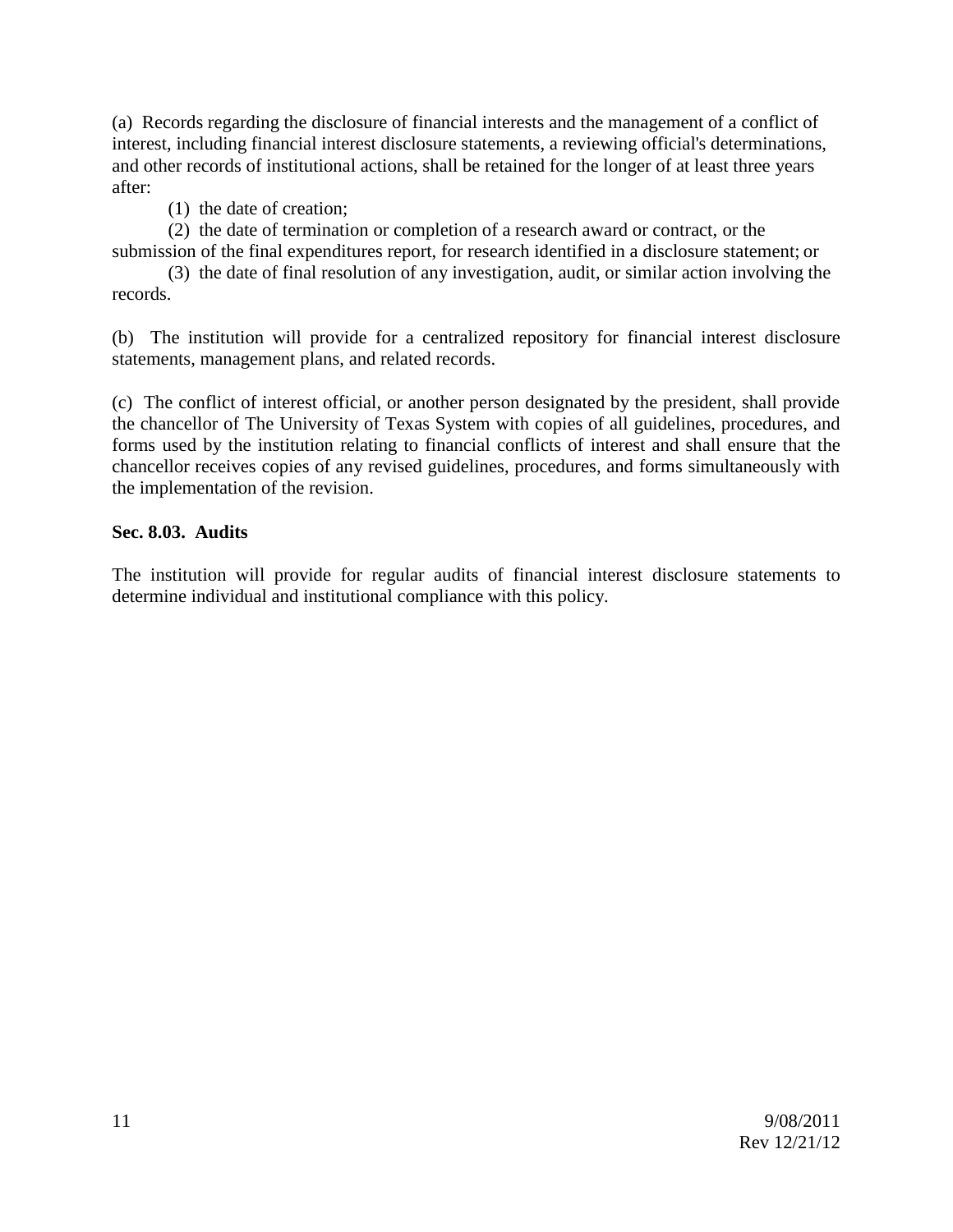(a) Records regarding the disclosure of financial interests and the management of a conflict of interest, including financial interest disclosure statements, a reviewing official's determinations, and other records of institutional actions, shall be retained for the longer of at least three years after:

(1) the date of creation;

(2) the date of termination or completion of a research award or contract, or the submission of the final expenditures report, for research identified in a disclosure statement; or

(3) the date of final resolution of any investigation, audit, or similar action involving the records.

(b) The institution will provide for a centralized repository for financial interest disclosure statements, management plans, and related records.

(c) The conflict of interest official, or another person designated by the president, shall provide the chancellor of The University of Texas System with copies of all guidelines, procedures, and forms used by the institution relating to financial conflicts of interest and shall ensure that the chancellor receives copies of any revised guidelines, procedures, and forms simultaneously with the implementation of the revision.

**Sec. 8.03. Audits**

The institution will provide for regular audits of financial interest disclosure statements to determine individual and institutional compliance with this policy.